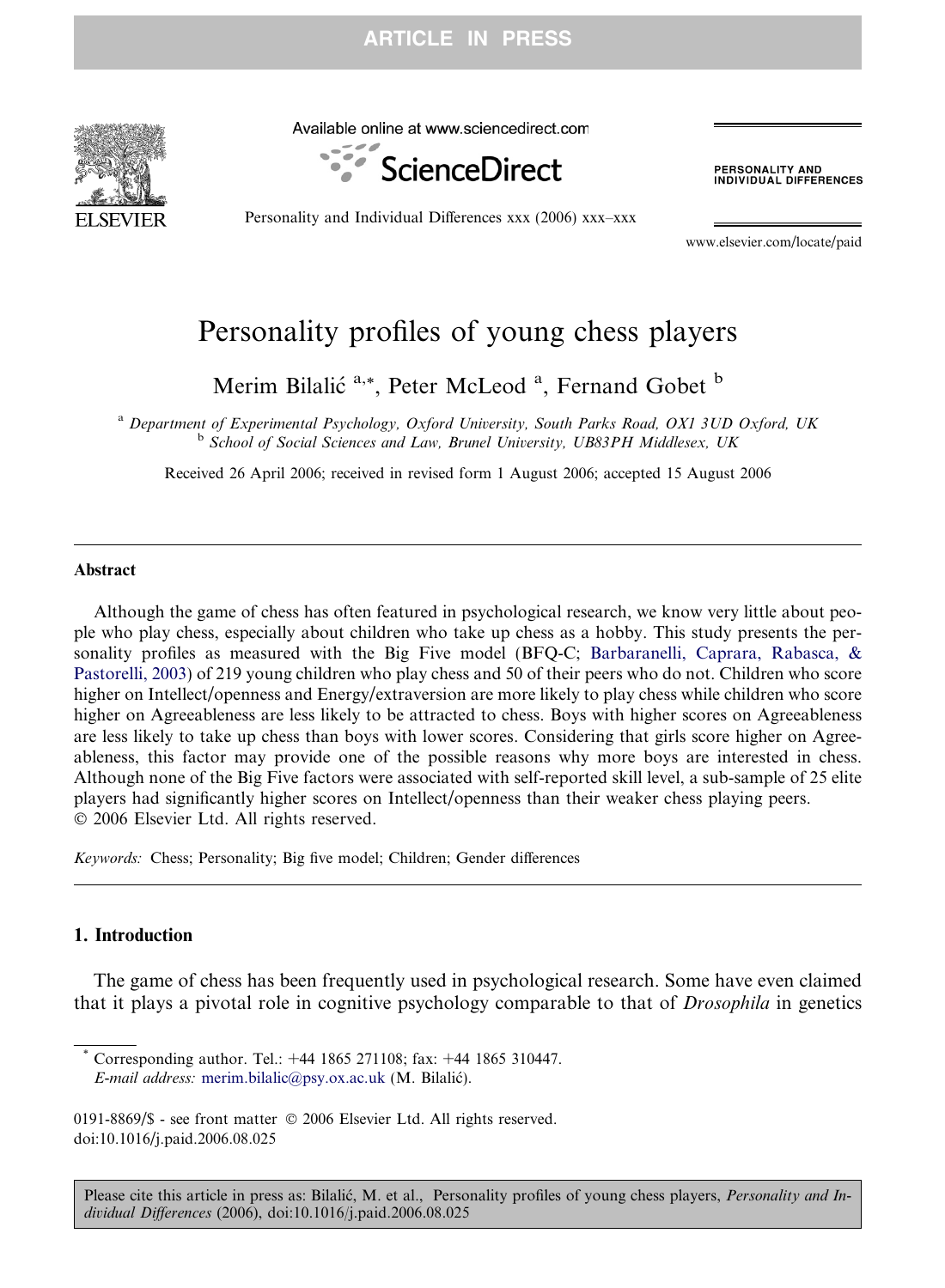# Personality profiles of young chess players

Merim Bilalić [a,*], Peter McLeod [a], Fernand Gobet [b]

[a] *Department of Experimental Psychology, Oxford University, South Parks Road, OX1 3UD Oxford, UK*
[b] *School of Social Sciences and Law, Brunel University, UB83PH Middlesex, UK*

Received 26 April 2006; received in revised form 1 August 2006; accepted 15 August 2006

## Abstract

Although the game of chess has often featured in psychological research, we know very little about people who play chess, especially about children who take up chess as a hobby. This study presents the personality profiles as measured with the Big Five model (BFQ-C; Barbaranelli, Caprara, Rabasca, & Pastorelli, 2003) of 219 young children who play chess and 50 of their peers who do not. Children who score higher on Intellect/openness and Energy/extraversion are more likely to play chess while children who score higher on Agreeableness are less likely to be attracted to chess. Boys with higher scores on Agreeableness are less likely to take up chess than boys with lower scores. Considering that girls score higher on Agreeableness, this factor may provide one of the possible reasons why more boys are interested in chess. Although none of the Big Five factors were associated with self-reported skill level, a sub-sample of 25 elite players had significantly higher scores on Intellect/openness than their weaker chess playing peers.
© 2006 Elsevier Ltd. All rights reserved.

*Keywords:* Chess; Personality; Big five model; Children; Gender differences

## 1. Introduction

The game of chess has been frequently used in psychological research. Some have even claimed that it plays a pivotal role in cognitive psychology comparable to that of *Drosophila* in genetics

---

\* Corresponding author. Tel.: +44 1865 271108; fax: +44 1865 310447.
*E-mail address:* merim.bilalic@psy.ox.ac.uk (M. Bilalić).

0191-8869/$ - see front matter © 2006 Elsevier Ltd. All rights reserved.
doi:10.1016/j.paid.2006.08.025

Please cite this article in press as: Bilalić, M. et al., Personality profiles of young chess players, *Personality and Individual Differences* (2006), doi:10.1016/j.paid.2006.08.025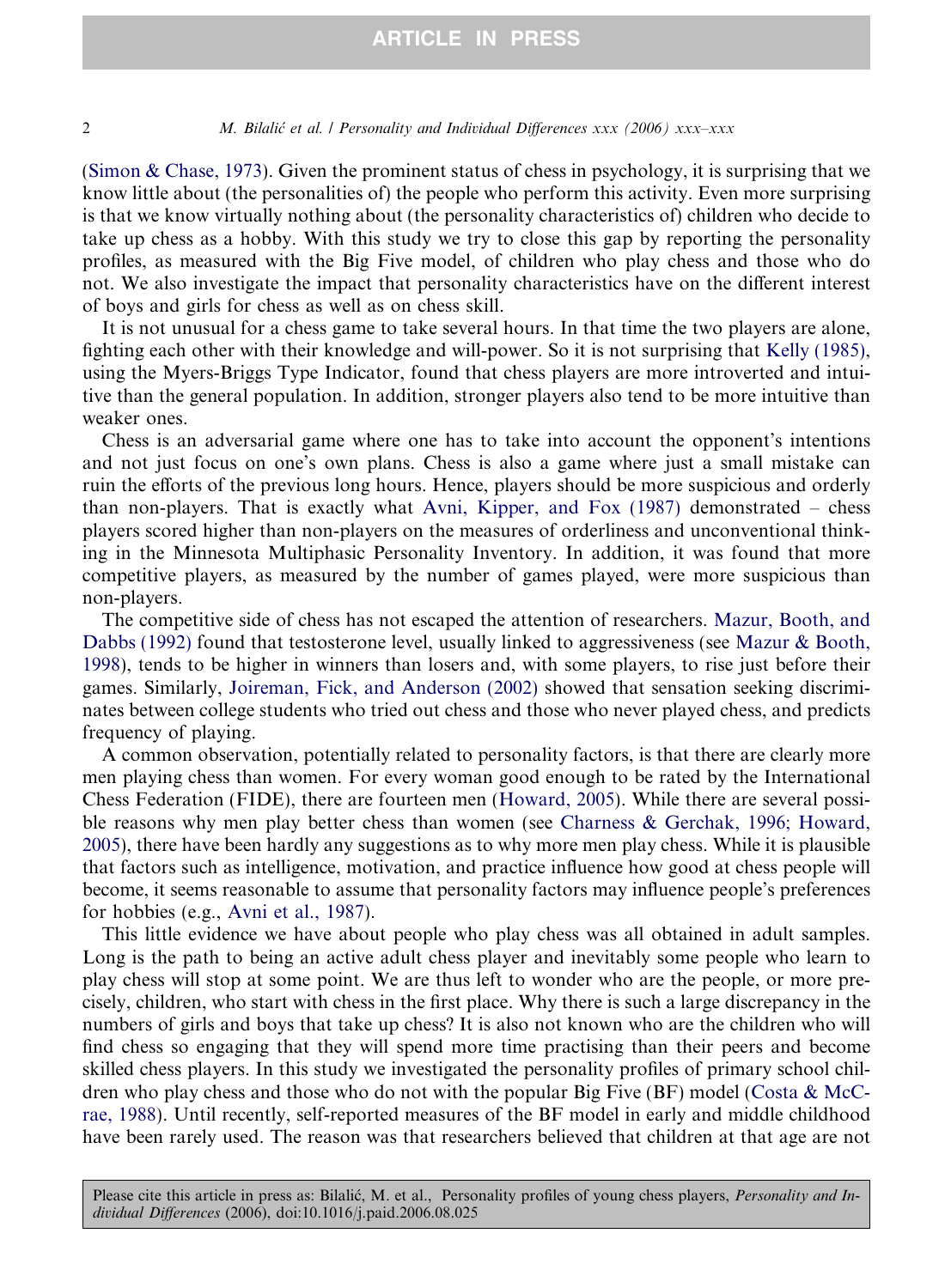(Simon & Chase, 1973). Given the prominent status of chess in psychology, it is surprising that we know little about (the personalities of) the people who perform this activity. Even more surprising is that we know virtually nothing about (the personality characteristics of) children who decide to take up chess as a hobby. With this study we try to close this gap by reporting the personality profiles, as measured with the Big Five model, of children who play chess and those who do not. We also investigate the impact that personality characteristics have on the different interest of boys and girls for chess as well as on chess skill.

It is not unusual for a chess game to take several hours. In that time the two players are alone, fighting each other with their knowledge and will-power. So it is not surprising that Kelly (1985), using the Myers-Briggs Type Indicator, found that chess players are more introverted and intuitive than the general population. In addition, stronger players also tend to be more intuitive than weaker ones.

Chess is an adversarial game where one has to take into account the opponent's intentions and not just focus on one's own plans. Chess is also a game where just a small mistake can ruin the efforts of the previous long hours. Hence, players should be more suspicious and orderly than non-players. That is exactly what Avni, Kipper, and Fox (1987) demonstrated – chess players scored higher than non-players on the measures of orderliness and unconventional thinking in the Minnesota Multiphasic Personality Inventory. In addition, it was found that more competitive players, as measured by the number of games played, were more suspicious than non-players.

The competitive side of chess has not escaped the attention of researchers. Mazur, Booth, and Dabbs (1992) found that testosterone level, usually linked to aggressiveness (see Mazur & Booth, 1998), tends to be higher in winners than losers and, with some players, to rise just before their games. Similarly, Joireman, Fick, and Anderson (2002) showed that sensation seeking discriminates between college students who tried out chess and those who never played chess, and predicts frequency of playing.

A common observation, potentially related to personality factors, is that there are clearly more men playing chess than women. For every woman good enough to be rated by the International Chess Federation (FIDE), there are fourteen men (Howard, 2005). While there are several possible reasons why men play better chess than women (see Charness & Gerchak, 1996; Howard, 2005), there have been hardly any suggestions as to why more men play chess. While it is plausible that factors such as intelligence, motivation, and practice influence how good at chess people will become, it seems reasonable to assume that personality factors may influence people's preferences for hobbies (e.g., Avni et al., 1987).

This little evidence we have about people who play chess was all obtained in adult samples. Long is the path to being an active adult chess player and inevitably some people who learn to play chess will stop at some point. We are thus left to wonder who are the people, or more precisely, children, who start with chess in the first place. Why there is such a large discrepancy in the numbers of girls and boys that take up chess? It is also not known who are the children who will find chess so engaging that they will spend more time practising than their peers and become skilled chess players. In this study we investigated the personality profiles of primary school children who play chess and those who do not with the popular Big Five (BF) model (Costa & McCrae, 1988). Until recently, self-reported measures of the BF model in early and middle childhood have been rarely used. The reason was that researchers believed that children at that age are not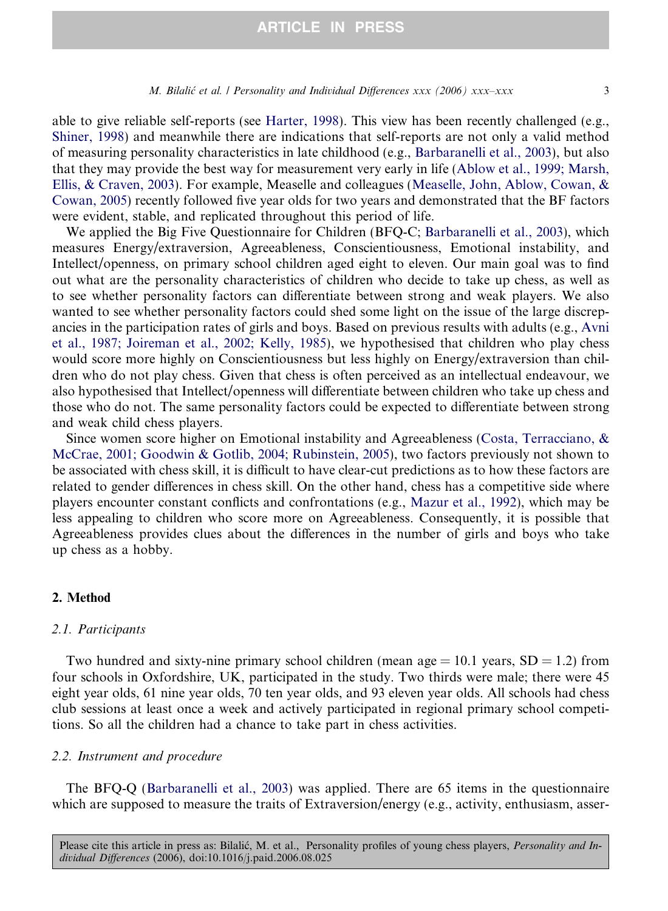able to give reliable self-reports (see Harter, 1998). This view has been recently challenged (e.g., Shiner, 1998) and meanwhile there are indications that self-reports are not only a valid method of measuring personality characteristics in late childhood (e.g., Barbaranelli et al., 2003), but also that they may provide the best way for measurement very early in life (Ablow et al., 1999; Marsh, Ellis, & Craven, 2003). For example, Measelle and colleagues (Measelle, John, Ablow, Cowan, & Cowan, 2005) recently followed five year olds for two years and demonstrated that the BF factors were evident, stable, and replicated throughout this period of life.

We applied the Big Five Questionnaire for Children (BFQ-C; Barbaranelli et al., 2003), which measures Energy/extraversion, Agreeableness, Conscientiousness, Emotional instability, and Intellect/openness, on primary school children aged eight to eleven. Our main goal was to find out what are the personality characteristics of children who decide to take up chess, as well as to see whether personality factors can differentiate between strong and weak players. We also wanted to see whether personality factors could shed some light on the issue of the large discrepancies in the participation rates of girls and boys. Based on previous results with adults (e.g., Avni et al., 1987; Joireman et al., 2002; Kelly, 1985), we hypothesised that children who play chess would score more highly on Conscientiousness but less highly on Energy/extraversion than children who do not play chess. Given that chess is often perceived as an intellectual endeavour, we also hypothesised that Intellect/openness will differentiate between children who take up chess and those who do not. The same personality factors could be expected to differentiate between strong and weak child chess players.

Since women score higher on Emotional instability and Agreeableness (Costa, Terracciano, & McCrae, 2001; Goodwin & Gotlib, 2004; Rubinstein, 2005), two factors previously not shown to be associated with chess skill, it is difficult to have clear-cut predictions as to how these factors are related to gender differences in chess skill. On the other hand, chess has a competitive side where players encounter constant conflicts and confrontations (e.g., Mazur et al., 1992), which may be less appealing to children who score more on Agreeableness. Consequently, it is possible that Agreeableness provides clues about the differences in the number of girls and boys who take up chess as a hobby.

## 2. Method

### 2.1. Participants

Two hundred and sixty-nine primary school children (mean age = 10.1 years, SD = 1.2) from four schools in Oxfordshire, UK, participated in the study. Two thirds were male; there were 45 eight year olds, 61 nine year olds, 70 ten year olds, and 93 eleven year olds. All schools had chess club sessions at least once a week and actively participated in regional primary school competitions. So all the children had a chance to take part in chess activities.

### 2.2. Instrument and procedure

The BFQ-Q (Barbaranelli et al., 2003) was applied. There are 65 items in the questionnaire which are supposed to measure the traits of Extraversion/energy (e.g., activity, enthusiasm, asser-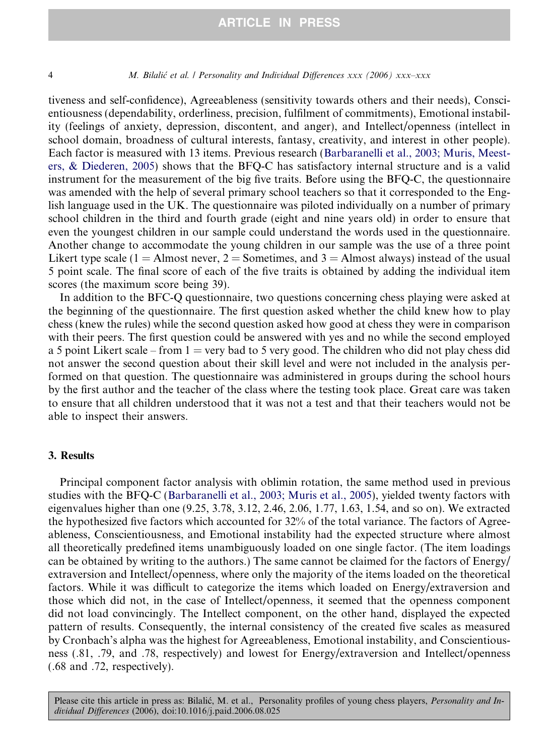tiveness and self-confidence), Agreeableness (sensitivity towards others and their needs), Conscientiousness (dependability, orderliness, precision, fulfilment of commitments), Emotional instability (feelings of anxiety, depression, discontent, and anger), and Intellect/openness (intellect in school domain, broadness of cultural interests, fantasy, creativity, and interest in other people). Each factor is measured with 13 items. Previous research (Barbaranelli et al., 2003; Muris, Meesters, & Diederen, 2005) shows that the BFQ-C has satisfactory internal structure and is a valid instrument for the measurement of the big five traits. Before using the BFQ-C, the questionnaire was amended with the help of several primary school teachers so that it corresponded to the English language used in the UK. The questionnaire was piloted individually on a number of primary school children in the third and fourth grade (eight and nine years old) in order to ensure that even the youngest children in our sample could understand the words used in the questionnaire. Another change to accommodate the young children in our sample was the use of a three point Likert type scale (1 = Almost never, 2 = Sometimes, and 3 = Almost always) instead of the usual 5 point scale. The final score of each of the five traits is obtained by adding the individual item scores (the maximum score being 39).

In addition to the BFC-Q questionnaire, two questions concerning chess playing were asked at the beginning of the questionnaire. The first question asked whether the child knew how to play chess (knew the rules) while the second question asked how good at chess they were in comparison with their peers. The first question could be answered with yes and no while the second employed a 5 point Likert scale – from 1 = very bad to 5 very good. The children who did not play chess did not answer the second question about their skill level and were not included in the analysis performed on that question. The questionnaire was administered in groups during the school hours by the first author and the teacher of the class where the testing took place. Great care was taken to ensure that all children understood that it was not a test and that their teachers would not be able to inspect their answers.

## 3. Results

Principal component factor analysis with oblimin rotation, the same method used in previous studies with the BFQ-C (Barbaranelli et al., 2003; Muris et al., 2005), yielded twenty factors with eigenvalues higher than one (9.25, 3.78, 3.12, 2.46, 2.06, 1.77, 1.63, 1.54, and so on). We extracted the hypothesized five factors which accounted for 32% of the total variance. The factors of Agreeableness, Conscientiousness, and Emotional instability had the expected structure where almost all theoretically predefined items unambiguously loaded on one single factor. (The item loadings can be obtained by writing to the authors.) The same cannot be claimed for the factors of Energy/extraversion and Intellect/openness, where only the majority of the items loaded on the theoretical factors. While it was difficult to categorize the items which loaded on Energy/extraversion and those which did not, in the case of Intellect/openness, it seemed that the openness component did not load convincingly. The Intellect component, on the other hand, displayed the expected pattern of results. Consequently, the internal consistency of the created five scales as measured by Cronbach's alpha was the highest for Agreeableness, Emotional instability, and Conscientiousness (.81, .79, and .78, respectively) and lowest for Energy/extraversion and Intellect/openness (.68 and .72, respectively).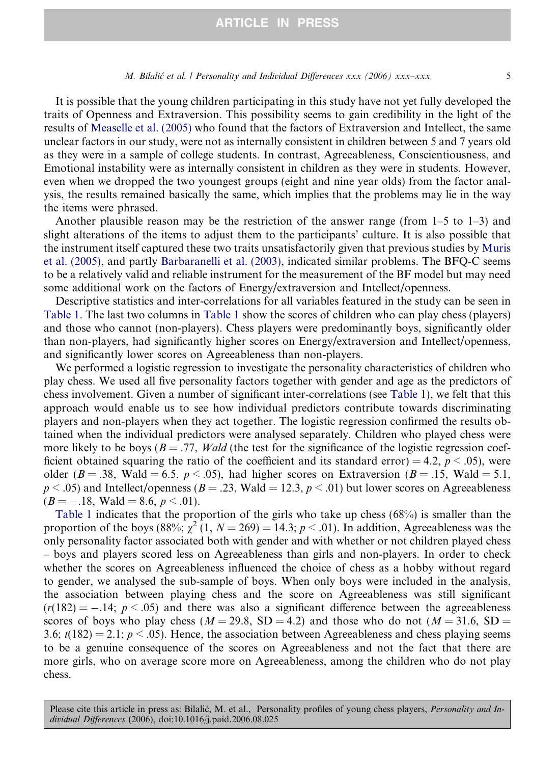It is possible that the young children participating in this study have not yet fully developed the traits of Openness and Extraversion. This possibility seems to gain credibility in the light of the results of Measelle et al. (2005) who found that the factors of Extraversion and Intellect, the same unclear factors in our study, were not as internally consistent in children between 5 and 7 years old as they were in a sample of college students. In contrast, Agreeableness, Conscientiousness, and Emotional instability were as internally consistent in children as they were in students. However, even when we dropped the two youngest groups (eight and nine year olds) from the factor analysis, the results remained basically the same, which implies that the problems may lie in the way the items were phrased.

Another plausible reason may be the restriction of the answer range (from 1–5 to 1–3) and slight alterations of the items to adjust them to the participants' culture. It is also possible that the instrument itself captured these two traits unsatisfactorily given that previous studies by Muris et al. (2005), and partly Barbaranelli et al. (2003), indicated similar problems. The BFQ-C seems to be a relatively valid and reliable instrument for the measurement of the BF model but may need some additional work on the factors of Energy/extraversion and Intellect/openness.

Descriptive statistics and inter-correlations for all variables featured in the study can be seen in Table 1. The last two columns in Table 1 show the scores of children who can play chess (players) and those who cannot (non-players). Chess players were predominantly boys, significantly older than non-players, had significantly higher scores on Energy/extraversion and Intellect/openness, and significantly lower scores on Agreeableness than non-players.

We performed a logistic regression to investigate the personality characteristics of children who play chess. We used all five personality factors together with gender and age as the predictors of chess involvement. Given a number of significant inter-correlations (see Table 1), we felt that this approach would enable us to see how individual predictors contribute towards discriminating players and non-players when they act together. The logistic regression confirmed the results obtained when the individual predictors were analysed separately. Children who played chess were more likely to be boys ($B = .77$, *Wald* (the test for the significance of the logistic regression coefficient obtained squaring the ratio of the coefficient and its standard error) = 4.2, $p < .05$), were older ($B = .38$, Wald = 6.5, $p < .05$), had higher scores on Extraversion ($B = .15$, Wald = 5.1, $p < .05$) and Intellect/openness ($B = .23$, Wald = 12.3, $p < .01$) but lower scores on Agreeableness ($B = -.18$, Wald = 8.6, $p < .01$).

Table 1 indicates that the proportion of the girls who take up chess (68%) is smaller than the proportion of the boys (88%; $\chi^2$ (1, $N = 269$) = 14.3; $p < .01$). In addition, Agreeableness was the only personality factor associated both with gender and with whether or not children played chess – boys and players scored less on Agreeableness than girls and non-players. In order to check whether the scores on Agreeableness influenced the choice of chess as a hobby without regard to gender, we analysed the sub-sample of boys. When only boys were included in the analysis, the association between playing chess and the score on Agreeableness was still significant ($r(182) = -.14$; $p < .05$) and there was also a significant difference between the agreeableness scores of boys who play chess ($M = 29.8$, $SD = 4.2$) and those who do not ($M = 31.6$, $SD = 3.6$; $t(182) = 2.1$; $p < .05$). Hence, the association between Agreeableness and chess playing seems to be a genuine consequence of the scores on Agreeableness and not the fact that there are more girls, who on average score more on Agreeableness, among the children who do not play chess.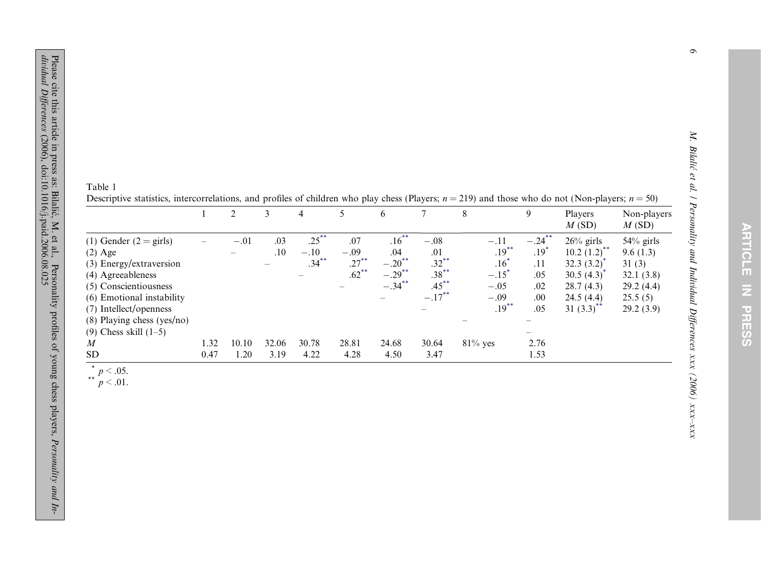Table 1
Descriptive statistics, intercorrelations, and profiles of children who play chess (Players; $n = 219$) and those who do not (Non-players; $n = 50$)

| | 1 | 2 | 3 | 4 | 5 | 6 | 7 | 8 | 9 | Players $M$ (SD) | Non-players $M$ (SD) |
|---|---|---|---|---|---|---|---|---|---|---|---|
| (1) Gender (2 = girls) | – | −.01 | .03 | .25** | .07 | .16** | −.08 | −.11 | −.24** | 26% girls | 54% girls |
| (2) Age | | – | .10 | −.10 | −.09 | .04 | .01 | .19** | .19* | 10.2 (1.2)** | 9.6 (1.3) |
| (3) Energy/extraversion | | | – | .34** | .27** | −.20** | .32** | .16* | .11 | 32.3 (3.2)* | 31 (3) |
| (4) Agreeableness | | | | – | .62** | −.29** | .38** | −.15* | .05 | 30.5 (4.3)* | 32.1 (3.8) |
| (5) Conscientiousness | | | | | – | −.34** | .45** | −.05 | .02 | 28.7 (4.3) | 29.2 (4.4) |
| (6) Emotional instability | | | | | | – | −.17** | −.09 | .00 | 24.5 (4.4) | 25.5 (5) |
| (7) Intellect/openness | | | | | | | – | .19** | .05 | 31 (3.3)** | 29.2 (3.9) |
| (8) Playing chess (yes/no) | | | | | | | | – | – | | |
| (9) Chess skill (1–5) | | | | | | | | | – | | |
| $M$ | 1.32 | 10.10 | 32.06 | 30.78 | 28.81 | 24.68 | 30.64 | 81% yes | 2.76 | | |
| SD | 0.47 | 1.20 | 3.19 | 4.22 | 4.28 | 4.50 | 3.47 | | 1.53 | | |

\* $p < .05$.
\*\* $p < .01$.

Please cite this article in press as: Bilalić, M. et al., Personality profiles of young chess players, *Personality and Individual Differences* (2006), doi:10.1016/j.paid.2006.08.025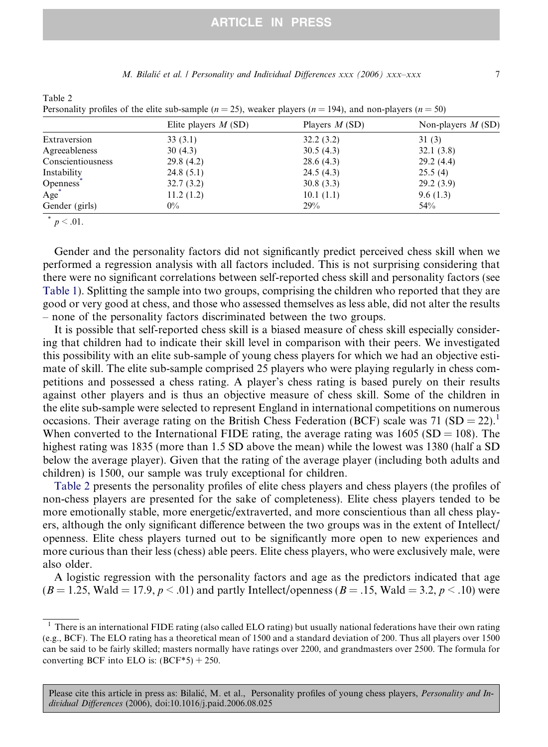Table 2
Personality profiles of the elite sub-sample ($n = 25$), weaker players ($n = 194$), and non-players ($n = 50$)

| | Elite players *M* (SD) | Players *M* (SD) | Non-players *M* (SD) |
|---|---|---|---|
| Extraversion | 33 (3.1) | 32.2 (3.2) | 31 (3) |
| Agreeableness | 30 (4.3) | 30.5 (4.3) | 32.1 (3.8) |
| Conscientiousness | 29.8 (4.2) | 28.6 (4.3) | 29.2 (4.4) |
| Instability | 24.8 (5.1) | 24.5 (4.3) | 25.5 (4) |
| Openness* | 32.7 (3.2) | 30.8 (3.3) | 29.2 (3.9) |
| Age* | 11.2 (1.2) | 10.1 (1.1) | 9.6 (1.3) |
| Gender (girls) | 0% | 29% | 54% |

* $p < .01$.

Gender and the personality factors did not significantly predict perceived chess skill when we performed a regression analysis with all factors included. This is not surprising considering that there were no significant correlations between self-reported chess skill and personality factors (see Table 1). Splitting the sample into two groups, comprising the children who reported that they are good or very good at chess, and those who assessed themselves as less able, did not alter the results – none of the personality factors discriminated between the two groups.

It is possible that self-reported chess skill is a biased measure of chess skill especially considering that children had to indicate their skill level in comparison with their peers. We investigated this possibility with an elite sub-sample of young chess players for which we had an objective estimate of skill. The elite sub-sample comprised 25 players who were playing regularly in chess competitions and possessed a chess rating. A player's chess rating is based purely on their results against other players and is thus an objective measure of chess skill. Some of the children in the elite sub-sample were selected to represent England in international competitions on numerous occasions. Their average rating on the British Chess Federation (BCF) scale was 71 (SD = 22).[1] When converted to the International FIDE rating, the average rating was 1605 (SD = 108). The highest rating was 1835 (more than 1.5 SD above the mean) while the lowest was 1380 (half a SD below the average player). Given that the rating of the average player (including both adults and children) is 1500, our sample was truly exceptional for children.

Table 2 presents the personality profiles of elite chess players and chess players (the profiles of non-chess players are presented for the sake of completeness). Elite chess players tended to be more emotionally stable, more energetic/extraverted, and more conscientious than all chess players, although the only significant difference between the two groups was in the extent of Intellect/openness. Elite chess players turned out to be significantly more open to new experiences and more curious than their less (chess) able peers. Elite chess players, who were exclusively male, were also older.

A logistic regression with the personality factors and age as the predictors indicated that age ($B = 1.25$, Wald = 17.9, $p < .01$) and partly Intellect/openness ($B = .15$, Wald = 3.2, $p < .10$) were

[1] There is an international FIDE rating (also called ELO rating) but usually national federations have their own rating (e.g., BCF). The ELO rating has a theoretical mean of 1500 and a standard deviation of 200. Thus all players over 1500 can be said to be fairly skilled; masters normally have ratings over 2200, and grandmasters over 2500. The formula for converting BCF into ELO is: $(\text{BCF}*5) + 250$.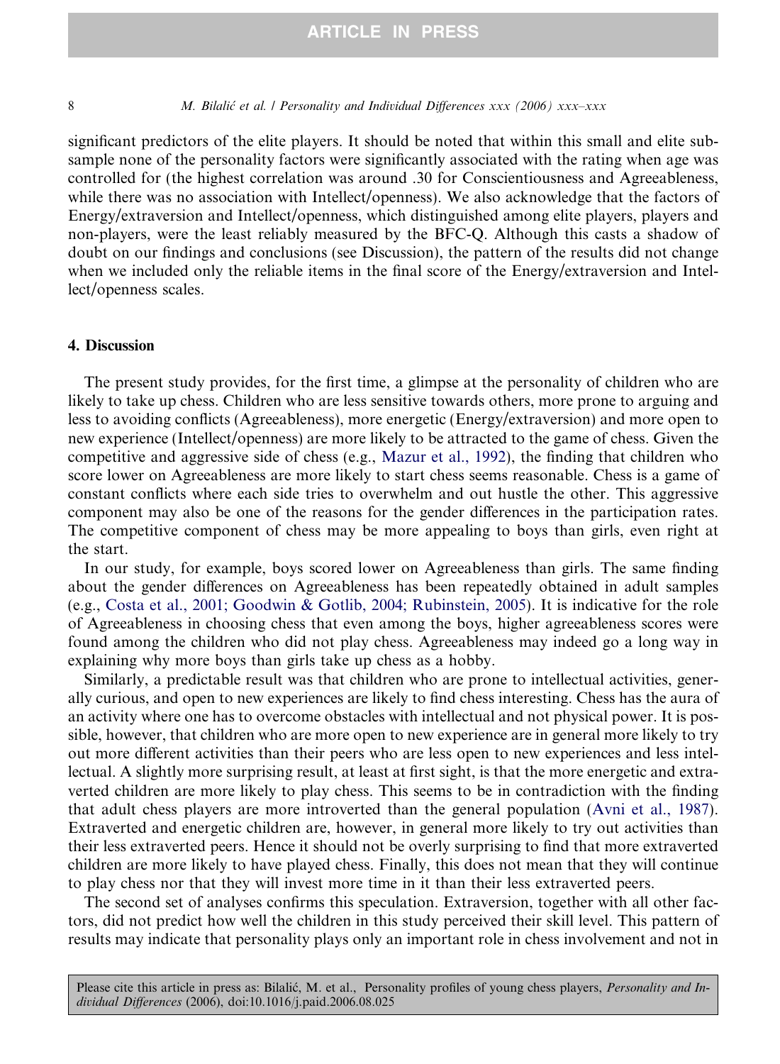significant predictors of the elite players. It should be noted that within this small and elite subsample none of the personality factors were significantly associated with the rating when age was controlled for (the highest correlation was around .30 for Conscientiousness and Agreeableness, while there was no association with Intellect/openness). We also acknowledge that the factors of Energy/extraversion and Intellect/openness, which distinguished among elite players, players and non-players, were the least reliably measured by the BFC-Q. Although this casts a shadow of doubt on our findings and conclusions (see Discussion), the pattern of the results did not change when we included only the reliable items in the final score of the Energy/extraversion and Intellect/openness scales.

## 4. Discussion

The present study provides, for the first time, a glimpse at the personality of children who are likely to take up chess. Children who are less sensitive towards others, more prone to arguing and less to avoiding conflicts (Agreeableness), more energetic (Energy/extraversion) and more open to new experience (Intellect/openness) are more likely to be attracted to the game of chess. Given the competitive and aggressive side of chess (e.g., Mazur et al., 1992), the finding that children who score lower on Agreeableness are more likely to start chess seems reasonable. Chess is a game of constant conflicts where each side tries to overwhelm and out hustle the other. This aggressive component may also be one of the reasons for the gender differences in the participation rates. The competitive component of chess may be more appealing to boys than girls, even right at the start.

In our study, for example, boys scored lower on Agreeableness than girls. The same finding about the gender differences on Agreeableness has been repeatedly obtained in adult samples (e.g., Costa et al., 2001; Goodwin & Gotlib, 2004; Rubinstein, 2005). It is indicative for the role of Agreeableness in choosing chess that even among the boys, higher agreeableness scores were found among the children who did not play chess. Agreeableness may indeed go a long way in explaining why more boys than girls take up chess as a hobby.

Similarly, a predictable result was that children who are prone to intellectual activities, generally curious, and open to new experiences are likely to find chess interesting. Chess has the aura of an activity where one has to overcome obstacles with intellectual and not physical power. It is possible, however, that children who are more open to new experience are in general more likely to try out more different activities than their peers who are less open to new experiences and less intellectual. A slightly more surprising result, at least at first sight, is that the more energetic and extraverted children are more likely to play chess. This seems to be in contradiction with the finding that adult chess players are more introverted than the general population (Avni et al., 1987). Extraverted and energetic children are, however, in general more likely to try out activities than their less extraverted peers. Hence it should not be overly surprising to find that more extraverted children are more likely to have played chess. Finally, this does not mean that they will continue to play chess nor that they will invest more time in it than their less extraverted peers.

The second set of analyses confirms this speculation. Extraversion, together with all other factors, did not predict how well the children in this study perceived their skill level. This pattern of results may indicate that personality plays only an important role in chess involvement and not in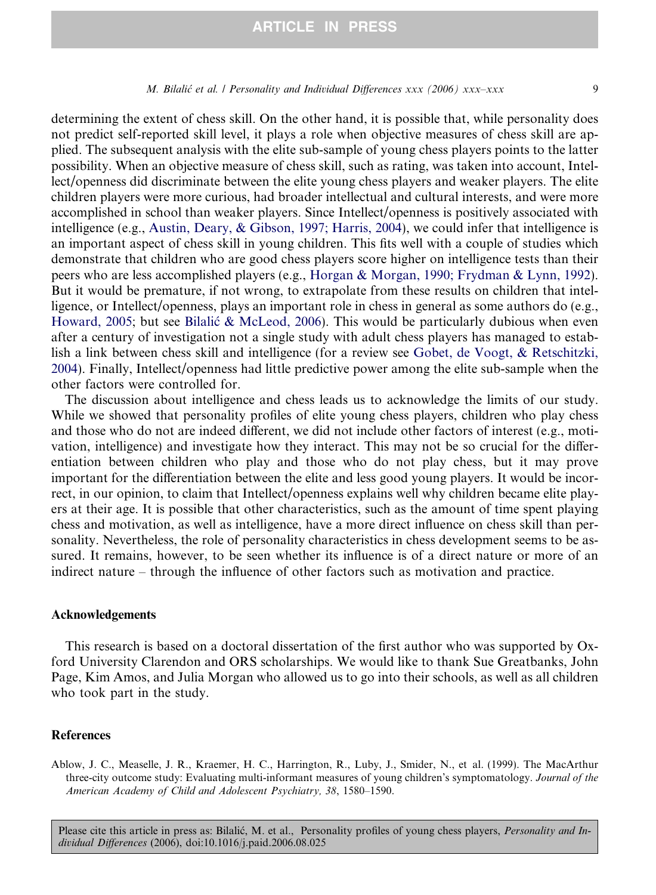determining the extent of chess skill. On the other hand, it is possible that, while personality does not predict self-reported skill level, it plays a role when objective measures of chess skill are applied. The subsequent analysis with the elite sub-sample of young chess players points to the latter possibility. When an objective measure of chess skill, such as rating, was taken into account, Intellect/openness did discriminate between the elite young chess players and weaker players. The elite children players were more curious, had broader intellectual and cultural interests, and were more accomplished in school than weaker players. Since Intellect/openness is positively associated with intelligence (e.g., Austin, Deary, & Gibson, 1997; Harris, 2004), we could infer that intelligence is an important aspect of chess skill in young children. This fits well with a couple of studies which demonstrate that children who are good chess players score higher on intelligence tests than their peers who are less accomplished players (e.g., Horgan & Morgan, 1990; Frydman & Lynn, 1992). But it would be premature, if not wrong, to extrapolate from these results on children that intelligence, or Intellect/openness, plays an important role in chess in general as some authors do (e.g., Howard, 2005; but see Bilalić & McLeod, 2006). This would be particularly dubious when even after a century of investigation not a single study with adult chess players has managed to establish a link between chess skill and intelligence (for a review see Gobet, de Voogt, & Retschitzki, 2004). Finally, Intellect/openness had little predictive power among the elite sub-sample when the other factors were controlled for.

The discussion about intelligence and chess leads us to acknowledge the limits of our study. While we showed that personality profiles of elite young chess players, children who play chess and those who do not are indeed different, we did not include other factors of interest (e.g., motivation, intelligence) and investigate how they interact. This may not be so crucial for the differentiation between children who play and those who do not play chess, but it may prove important for the differentiation between the elite and less good young players. It would be incorrect, in our opinion, to claim that Intellect/openness explains well why children became elite players at their age. It is possible that other characteristics, such as the amount of time spent playing chess and motivation, as well as intelligence, have a more direct influence on chess skill than personality. Nevertheless, the role of personality characteristics in chess development seems to be assured. It remains, however, to be seen whether its influence is of a direct nature or more of an indirect nature – through the influence of other factors such as motivation and practice.

## Acknowledgements

This research is based on a doctoral dissertation of the first author who was supported by Oxford University Clarendon and ORS scholarships. We would like to thank Sue Greatbanks, John Page, Kim Amos, and Julia Morgan who allowed us to go into their schools, as well as all children who took part in the study.

## References

Ablow, J. C., Measelle, J. R., Kraemer, H. C., Harrington, R., Luby, J., Smider, N., et al. (1999). The MacArthur three-city outcome study: Evaluating multi-informant measures of young children's symptomatology. *Journal of the American Academy of Child and Adolescent Psychiatry, 38*, 1580–1590.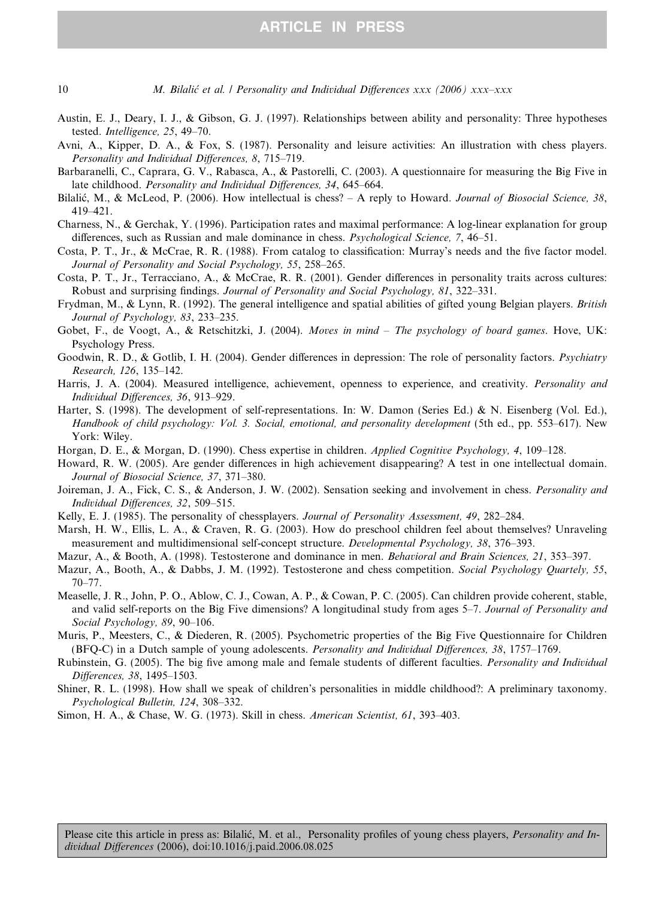Austin, E. J., Deary, I. J., & Gibson, G. J. (1997). Relationships between ability and personality: Three hypotheses tested. *Intelligence, 25*, 49–70.

Avni, A., Kipper, D. A., & Fox, S. (1987). Personality and leisure activities: An illustration with chess players. *Personality and Individual Differences, 8*, 715–719.

Barbaranelli, C., Caprara, G. V., Rabasca, A., & Pastorelli, C. (2003). A questionnaire for measuring the Big Five in late childhood. *Personality and Individual Differences, 34*, 645–664.

Bilalić, M., & McLeod, P. (2006). How intellectual is chess? – A reply to Howard. *Journal of Biosocial Science, 38*, 419–421.

Charness, N., & Gerchak, Y. (1996). Participation rates and maximal performance: A log-linear explanation for group differences, such as Russian and male dominance in chess. *Psychological Science, 7*, 46–51.

Costa, P. T., Jr., & McCrae, R. R. (1988). From catalog to classification: Murray's needs and the five factor model. *Journal of Personality and Social Psychology, 55*, 258–265.

Costa, P. T., Jr., Terracciano, A., & McCrae, R. R. (2001). Gender differences in personality traits across cultures: Robust and surprising findings. *Journal of Personality and Social Psychology, 81*, 322–331.

Frydman, M., & Lynn, R. (1992). The general intelligence and spatial abilities of gifted young Belgian players. *British Journal of Psychology, 83*, 233–235.

Gobet, F., de Voogt, A., & Retschitzki, J. (2004). *Moves in mind – The psychology of board games*. Hove, UK: Psychology Press.

Goodwin, R. D., & Gotlib, I. H. (2004). Gender differences in depression: The role of personality factors. *Psychiatry Research, 126*, 135–142.

Harris, J. A. (2004). Measured intelligence, achievement, openness to experience, and creativity. *Personality and Individual Differences, 36*, 913–929.

Harter, S. (1998). The development of self-representations. In: W. Damon (Series Ed.) & N. Eisenberg (Vol. Ed.), *Handbook of child psychology: Vol. 3. Social, emotional, and personality development* (5th ed., pp. 553–617). New York: Wiley.

Horgan, D. E., & Morgan, D. (1990). Chess expertise in children. *Applied Cognitive Psychology, 4*, 109–128.

Howard, R. W. (2005). Are gender differences in high achievement disappearing? A test in one intellectual domain. *Journal of Biosocial Science, 37*, 371–380.

Joireman, J. A., Fick, C. S., & Anderson, J. W. (2002). Sensation seeking and involvement in chess. *Personality and Individual Differences, 32*, 509–515.

Kelly, E. J. (1985). The personality of chessplayers. *Journal of Personality Assessment, 49*, 282–284.

Marsh, H. W., Ellis, L. A., & Craven, R. G. (2003). How do preschool children feel about themselves? Unraveling measurement and multidimensional self-concept structure. *Developmental Psychology, 38*, 376–393.

Mazur, A., & Booth, A. (1998). Testosterone and dominance in men. *Behavioral and Brain Sciences, 21*, 353–397.

Mazur, A., Booth, A., & Dabbs, J. M. (1992). Testosterone and chess competition. *Social Psychology Quartely, 55*, 70–77.

Measelle, J. R., John, P. O., Ablow, C. J., Cowan, A. P., & Cowan, P. C. (2005). Can children provide coherent, stable, and valid self-reports on the Big Five dimensions? A longitudinal study from ages 5–7. *Journal of Personality and Social Psychology, 89*, 90–106.

Muris, P., Meesters, C., & Diederen, R. (2005). Psychometric properties of the Big Five Questionnaire for Children (BFQ-C) in a Dutch sample of young adolescents. *Personality and Individual Differences, 38*, 1757–1769.

Rubinstein, G. (2005). The big five among male and female students of different faculties. *Personality and Individual Differences, 38*, 1495–1503.

Shiner, R. L. (1998). How shall we speak of children's personalities in middle childhood?: A preliminary taxonomy. *Psychological Bulletin, 124*, 308–332.

Simon, H. A., & Chase, W. G. (1973). Skill in chess. *American Scientist, 61*, 393–403.